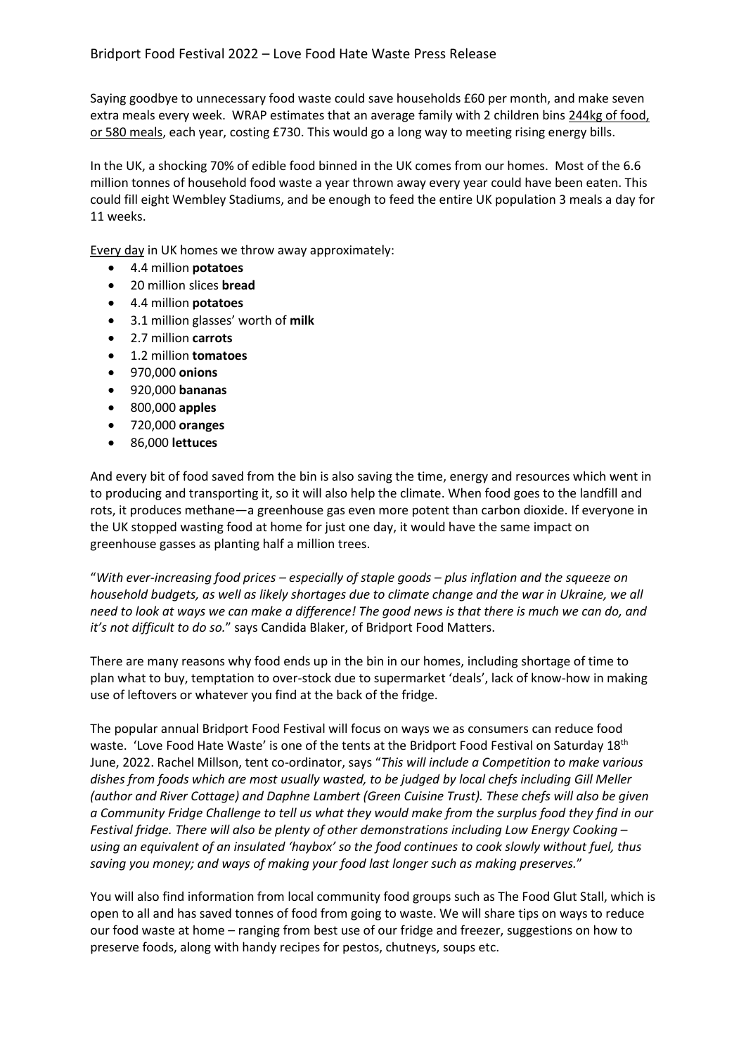# Bridport Food Festival 2022 – Love Food Hate Waste Press Release

Saying goodbye to unnecessary food waste could save households £60 per month, and make seven extra meals every week. WRAP estimates that an average family with 2 children bins 244kg of food, or 580 meals, each year, costing £730. This would go a long way to meeting rising energy bills.

In the UK, a shocking 70% of edible food binned in the UK comes from our homes. Most of the 6.6 million tonnes of household food waste a year thrown away every year could have been eaten. This could fill eight Wembley Stadiums, and be enough to feed the entire UK population 3 meals a day for 11 weeks.

Every day in UK homes we throw away approximately:

- 4.4 million **potatoes**
- 20 million slices **bread**
- 4.4 million **potatoes**
- 3.1 million glasses' worth of **milk**
- 2.7 million **carrots**
- 1.2 million **tomatoes**
- 970,000 **onions**
- 920,000 **bananas**
- 800,000 **apples**
- 720,000 **oranges**
- 86,000 **lettuces**

And every bit of food saved from the bin is also saving the time, energy and resources which went in to producing and transporting it, so it will also help the climate. When food goes to the landfill and rots, it produces methane—a greenhouse gas even more potent than carbon dioxide. If everyone in the UK stopped wasting food at home for just one day, it would have the same impact on greenhouse gasses as planting half a million trees.

"*With ever-increasing food prices – especially of staple goods – plus inflation and the squeeze on household budgets, as well as likely shortages due to climate change and the war in Ukraine, we all need to look at ways we can make a difference! The good news is that there is much we can do, and it's not difficult to do so.*" says Candida Blaker, of Bridport Food Matters.

There are many reasons why food ends up in the bin in our homes, including shortage of time to plan what to buy, temptation to over-stock due to supermarket 'deals', lack of know-how in making use of leftovers or whatever you find at the back of the fridge.

The popular annual Bridport Food Festival will focus on ways we as consumers can reduce food waste. 'Love Food Hate Waste' is one of the tents at the Bridport Food Festival on Saturday 18th June, 2022. Rachel Millson, tent co-ordinator, says "*This will include a Competition to make various dishes from foods which are most usually wasted, to be judged by local chefs including Gill Meller (author and River Cottage) and Daphne Lambert (Green Cuisine Trust). These chefs will also be given a Community Fridge Challenge to tell us what they would make from the surplus food they find in our Festival fridge. There will also be plenty of other demonstrations including Low Energy Cooking – using an equivalent of an insulated 'haybox' so the food continues to cook slowly without fuel, thus saving you money; and ways of making your food last longer such as making preserves.*"

You will also find information from local community food groups such as The Food Glut Stall, which is open to all and has saved tonnes of food from going to waste. We will share tips on ways to reduce our food waste at home – ranging from best use of our fridge and freezer, suggestions on how to preserve foods, along with handy recipes for pestos, chutneys, soups etc.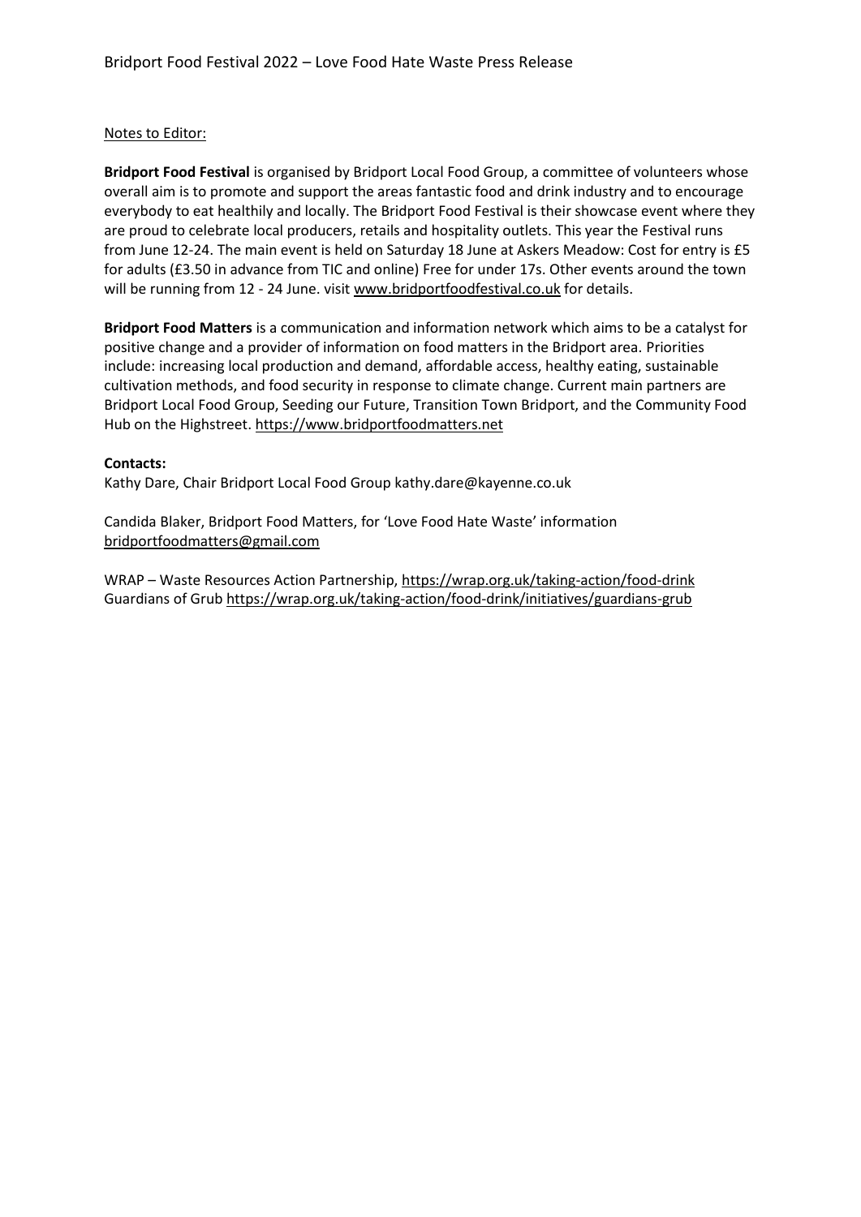Notes to Editor:

**Bridport Food Festival** is organised by Bridport Local Food Group, a committee of volunteers whose overall aim is to promote and support the areas fantastic food and drink industry and to encourage everybody to eat healthily and locally. The Bridport Food Festival is their showcase event where they are proud to celebrate local producers, retails and hospitality outlets. This year the Festival runs from June 12-24. The main event is held on Saturday 18 June at Askers Meadow: Cost for entry is £5 for adults (£3.50 in advance from TIC and online) Free for under 17s. Other events around the town will be running from 12 - 24 June. visit www.bridportfoodfestival.co.uk for details.

**Bridport Food Matters** is a communication and information network which aims to be a catalyst for positive change and a provider of information on food matters in the Bridport area. Priorities include: increasing local production and demand, affordable access, healthy eating, sustainable cultivation methods, and food security in response to climate change. Current main partners are Bridport Local Food Group, Seeding our Future, Transition Town Bridport, and the Community Food Hub on the Highstreet. https://www.bridportfoodmatters.net

**Contacts:**

Kathy Dare, Chair Bridport Local Food Group kathy.dare@kayenne.co.uk

Candida Blaker, Bridport Food Matters, for 'Love Food Hate Waste' information bridportfoodmatters@gmail.com

WRAP – Waste Resources Action Partnership, https://wrap.org.uk/taking-action/food-drink
Guardians of Grub https://wrap.org.uk/taking-action/food-drink/initiatives/guardians-grub